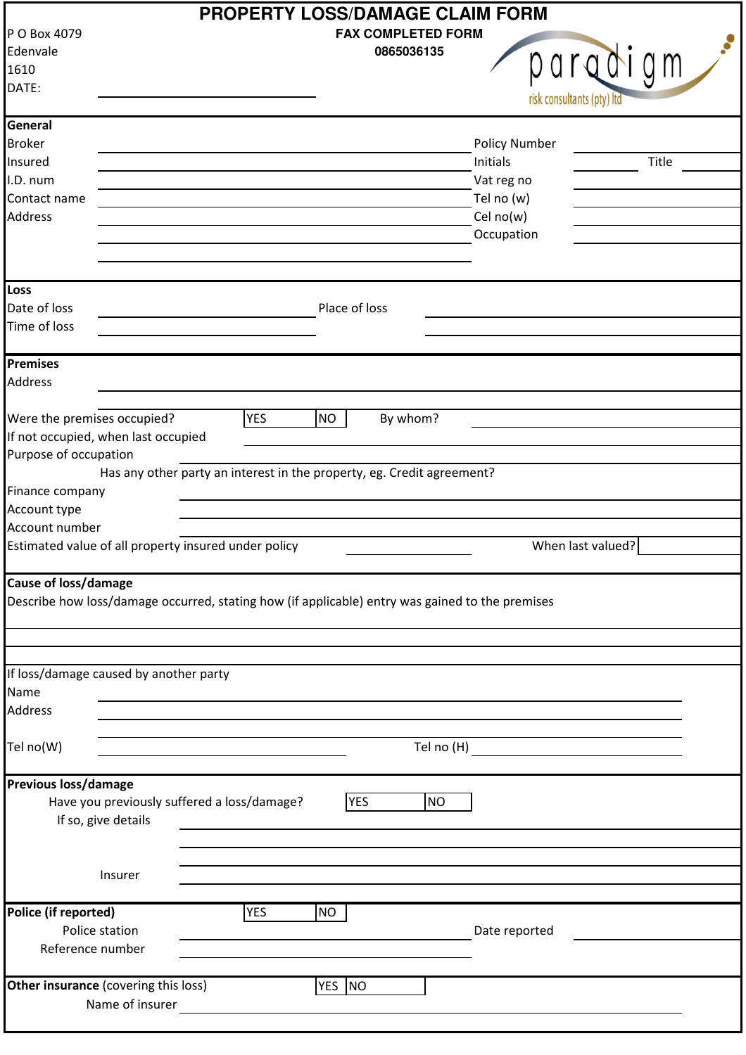# PROPERTY LOSS/DAMAGE CLAIM FORM

P O Box 4079
Edenvale
1610
DATE: ______________________

**FAX COMPLETED FORM**
**0865036135**

paradigm
risk consultants (pty) ltd

## General

| | | | | | |
|---|---|---|---|---|---|
| Broker | | Policy Number | | | |
| Insured | | Initials | | Title | |
| I.D. num | | Vat reg no | | | |
| Contact name | | Tel no (w) | | | |
| Address | | Cel no(w) | | | |
| | | Occupation | | | |

## Loss

| | | | |
|---|---|---|---|
| Date of loss | | Place of loss | |
| Time of loss | | | |

## Premises

Address ______________________

| | | | | |
|---|---|---|---|---|
| Were the premises occupied? | YES | NO | By whom? | |

If not occupied, when last occupied ______________________

Purpose of occupation ______________________

Has any other party an interest in the property, eg. Credit agreement?

Finance company ______________________

Account type ______________________

Account number ______________________

Estimated value of all property insured under policy ____________ When last valued? ____________

## Cause of loss/damage

Describe how loss/damage occurred, stating how (if applicable) entry was gained to the premises

______________________

If loss/damage caused by another party

Name ______________________

Address ______________________

Tel no(W) ____________ Tel no (H) ____________

## Previous loss/damage

| | | |
|---|---|---|
| Have you previously suffered a loss/damage? | YES | NO |

If so, give details ______________________

Insurer ______________________

## Police (if reported)

| YES | NO |
|---|---|

Police station ____________ Date reported ____________

Reference number ______________________

## Other insurance (covering this loss)

| YES | NO |
|---|---|

Name of insurer ______________________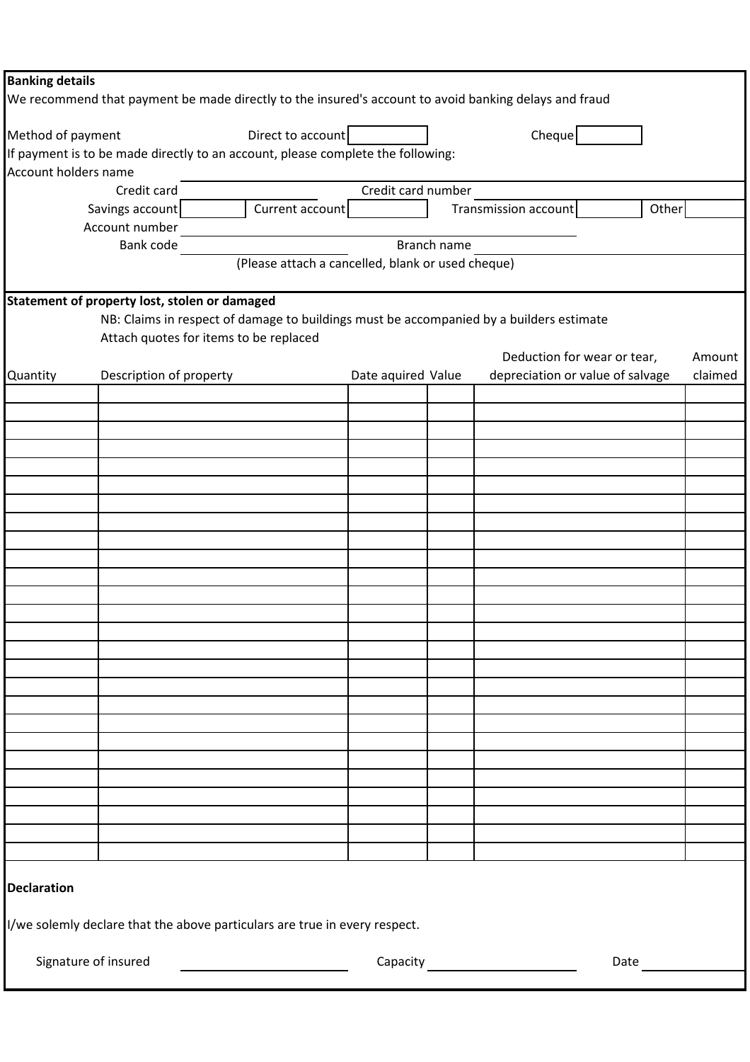**Banking details**

We recommend that payment be made directly to the insured's account to avoid banking delays and fraud

Method of payment    Direct to account ☐    Cheque ☐

If payment is to be made directly to an account, please complete the following:

Account holders name ____________________

Credit card ____________________ Credit card number ____________________

Savings account ☐ Current account ☐ Transmission account ☐ Other ☐

Account number ____________________

Bank code ____________________ Branch name ____________________

(Please attach a cancelled, blank or used cheque)

**Statement of property lost, stolen or damaged**

NB: Claims in respect of damage to buildings must be accompanied by a builders estimate

Attach quotes for items to be replaced

| Quantity | Description of property | Date aquired | Value | Deduction for wear or tear, depreciation or value of salvage | Amount claimed |
|---|---|---|---|---|---|
| | | | | | |
| | | | | | |
| | | | | | |
| | | | | | |
| | | | | | |
| | | | | | |
| | | | | | |
| | | | | | |
| | | | | | |
| | | | | | |
| | | | | | |
| | | | | | |
| | | | | | |
| | | | | | |
| | | | | | |
| | | | | | |
| | | | | | |
| | | | | | |
| | | | | | |
| | | | | | |
| | | | | | |
| | | | | | |
| | | | | | |
| | | | | | |
| | | | | | |
| | | | | | |

**Declaration**

I/we solemly declare that the above particulars are true in every respect.

Signature of insured ____________________ Capacity ____________________ Date ____________________